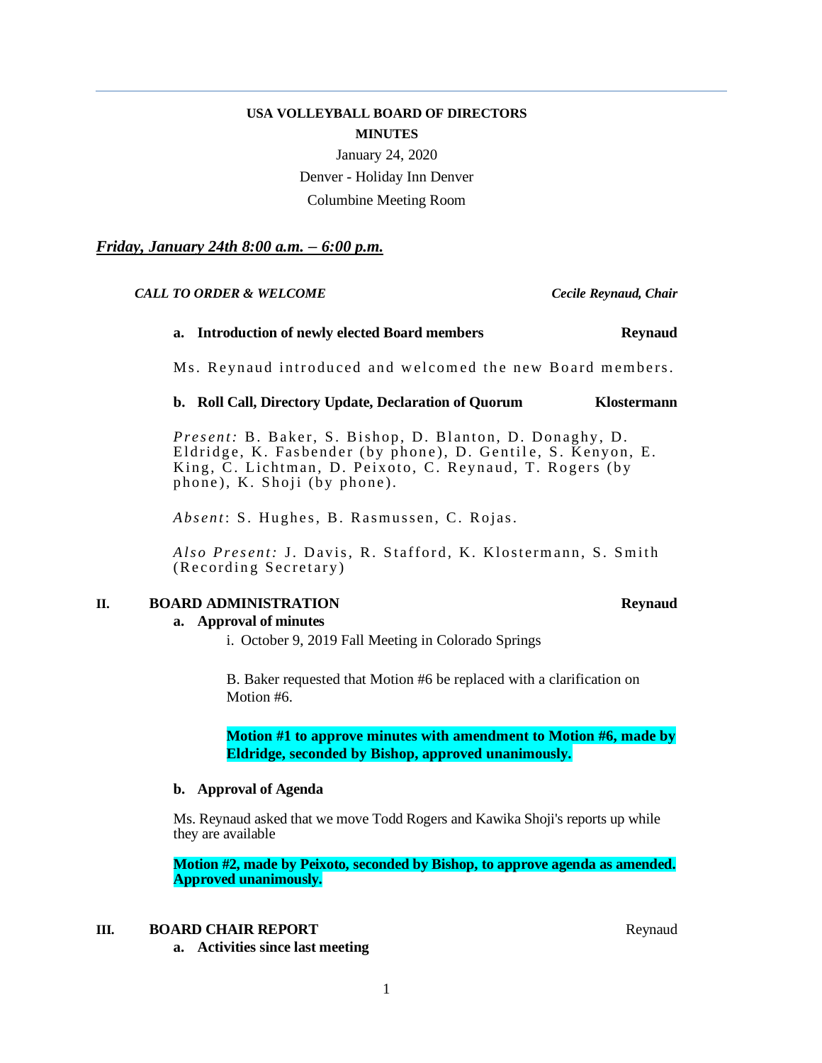**USA VOLLEYBALL BOARD OF DIRECTORS**

**MINUTES**

January 24, 2020

Denver - Holiday Inn Denver

Columbine Meeting Room

***Friday, January 24th 8:00 a.m. – 6:00 p.m.***

***CALL TO ORDER & WELCOME*** — ***Cecile Reynaud, Chair***

**a. Introduction of newly elected Board members** — **Reynaud**

Ms. Reynaud introduced and welcomed the new Board members.

**b. Roll Call, Directory Update, Declaration of Quorum** — **Klostermann**

*Present:* B. Baker, S. Bishop, D. Blanton, D. Donaghy, D. Eldridge, K. Fasbender (by phone), D. Gentile, S. Kenyon, E. King, C. Lichtman, D. Peixoto, C. Reynaud, T. Rogers (by phone), K. Shoji (by phone).

*Absent*: S. Hughes, B. Rasmussen, C. Rojas.

*Also Present:* J. Davis, R. Stafford, K. Klostermann, S. Smith (Recording Secretary)

## II. BOARD ADMINISTRATION — Reynaud

**a. Approval of minutes**

i. October 9, 2019 Fall Meeting in Colorado Springs

B. Baker requested that Motion #6 be replaced with a clarification on Motion #6.

**Motion #1 to approve minutes with amendment to Motion #6, made by Eldridge, seconded by Bishop, approved unanimously.**

**b. Approval of Agenda**

Ms. Reynaud asked that we move Todd Rogers and Kawika Shoji's reports up while they are available

**Motion #2, made by Peixoto, seconded by Bishop, to approve agenda as amended. Approved unanimously.**

## III. BOARD CHAIR REPORT — Reynaud

**a. Activities since last meeting**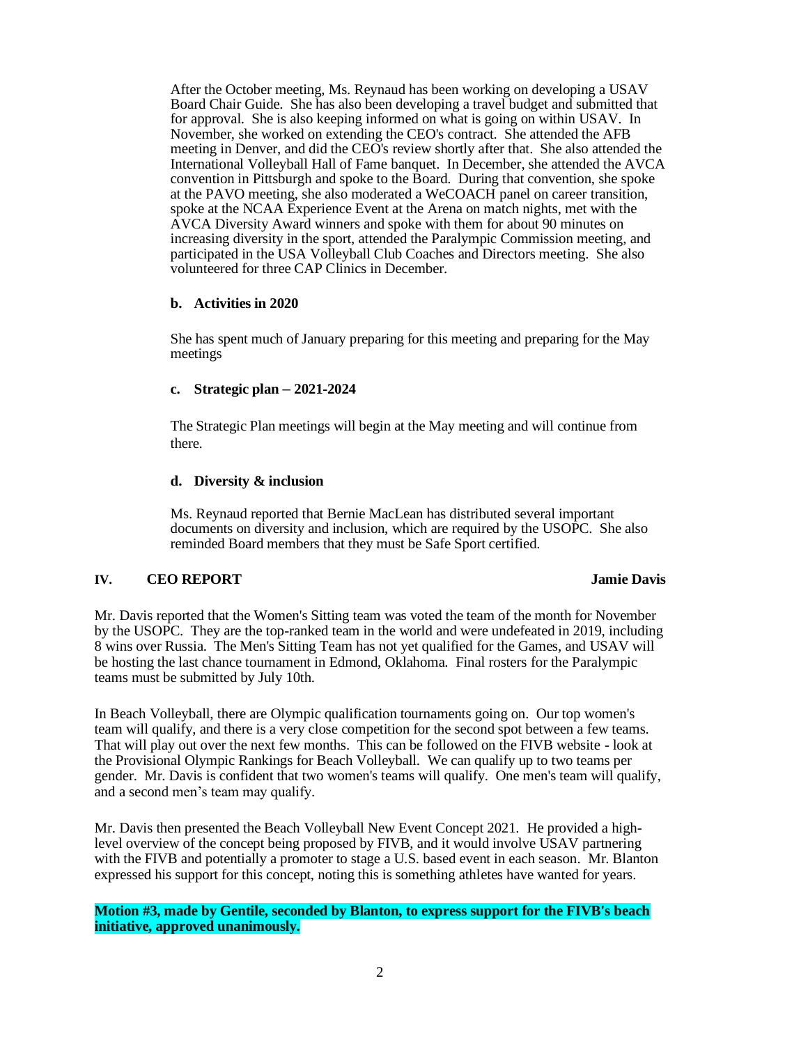After the October meeting, Ms. Reynaud has been working on developing a USAV Board Chair Guide. She has also been developing a travel budget and submitted that for approval. She is also keeping informed on what is going on within USAV. In November, she worked on extending the CEO's contract. She attended the AFB meeting in Denver, and did the CEO's review shortly after that. She also attended the International Volleyball Hall of Fame banquet. In December, she attended the AVCA convention in Pittsburgh and spoke to the Board. During that convention, she spoke at the PAVO meeting, she also moderated a WeCOACH panel on career transition, spoke at the NCAA Experience Event at the Arena on match nights, met with the AVCA Diversity Award winners and spoke with them for about 90 minutes on increasing diversity in the sport, attended the Paralympic Commission meeting, and participated in the USA Volleyball Club Coaches and Directors meeting. She also volunteered for three CAP Clinics in December.

**b. Activities in 2020**

She has spent much of January preparing for this meeting and preparing for the May meetings

**c. Strategic plan – 2021-2024**

The Strategic Plan meetings will begin at the May meeting and will continue from there.

**d. Diversity & inclusion**

Ms. Reynaud reported that Bernie MacLean has distributed several important documents on diversity and inclusion, which are required by the USOPC. She also reminded Board members that they must be Safe Sport certified.

## IV. CEO REPORT — Jamie Davis

Mr. Davis reported that the Women's Sitting team was voted the team of the month for November by the USOPC. They are the top-ranked team in the world and were undefeated in 2019, including 8 wins over Russia. The Men's Sitting Team has not yet qualified for the Games, and USAV will be hosting the last chance tournament in Edmond, Oklahoma. Final rosters for the Paralympic teams must be submitted by July 10th.

In Beach Volleyball, there are Olympic qualification tournaments going on. Our top women's team will qualify, and there is a very close competition for the second spot between a few teams. That will play out over the next few months. This can be followed on the FIVB website - look at the Provisional Olympic Rankings for Beach Volleyball. We can qualify up to two teams per gender. Mr. Davis is confident that two women's teams will qualify. One men's team will qualify, and a second men's team may qualify.

Mr. Davis then presented the Beach Volleyball New Event Concept 2021. He provided a high-level overview of the concept being proposed by FIVB, and it would involve USAV partnering with the FIVB and potentially a promoter to stage a U.S. based event in each season. Mr. Blanton expressed his support for this concept, noting this is something athletes have wanted for years.

**Motion #3, made by Gentile, seconded by Blanton, to express support for the FIVB's beach initiative, approved unanimously.**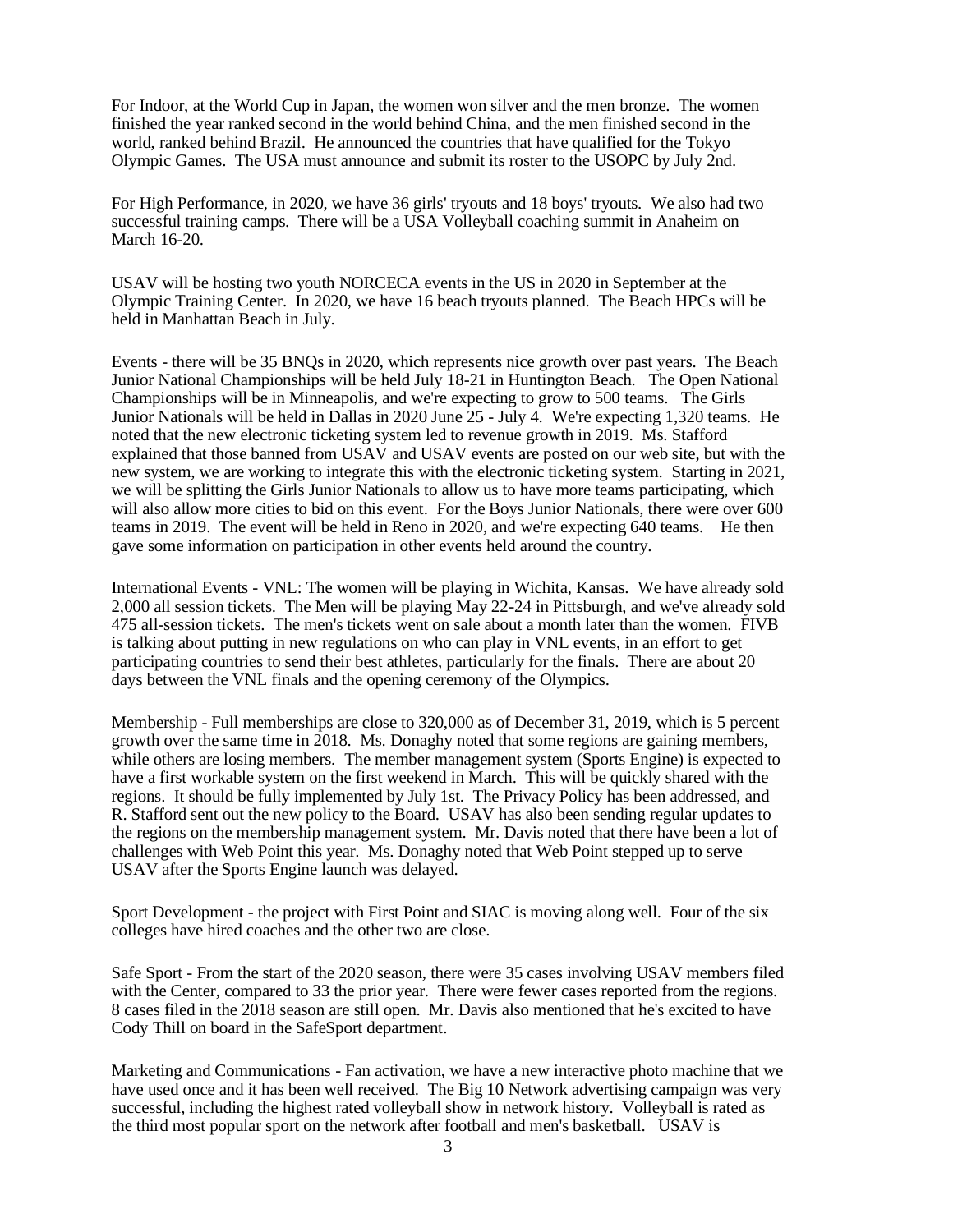For Indoor, at the World Cup in Japan, the women won silver and the men bronze. The women finished the year ranked second in the world behind China, and the men finished second in the world, ranked behind Brazil. He announced the countries that have qualified for the Tokyo Olympic Games. The USA must announce and submit its roster to the USOPC by July 2nd.

For High Performance, in 2020, we have 36 girls' tryouts and 18 boys' tryouts. We also had two successful training camps. There will be a USA Volleyball coaching summit in Anaheim on March 16-20.

USAV will be hosting two youth NORCECA events in the US in 2020 in September at the Olympic Training Center. In 2020, we have 16 beach tryouts planned. The Beach HPCs will be held in Manhattan Beach in July.

Events - there will be 35 BNQs in 2020, which represents nice growth over past years. The Beach Junior National Championships will be held July 18-21 in Huntington Beach. The Open National Championships will be in Minneapolis, and we're expecting to grow to 500 teams. The Girls Junior Nationals will be held in Dallas in 2020 June 25 - July 4. We're expecting 1,320 teams. He noted that the new electronic ticketing system led to revenue growth in 2019. Ms. Stafford explained that those banned from USAV and USAV events are posted on our web site, but with the new system, we are working to integrate this with the electronic ticketing system. Starting in 2021, we will be splitting the Girls Junior Nationals to allow us to have more teams participating, which will also allow more cities to bid on this event. For the Boys Junior Nationals, there were over 600 teams in 2019. The event will be held in Reno in 2020, and we're expecting 640 teams. He then gave some information on participation in other events held around the country.

International Events - VNL: The women will be playing in Wichita, Kansas. We have already sold 2,000 all session tickets. The Men will be playing May 22-24 in Pittsburgh, and we've already sold 475 all-session tickets. The men's tickets went on sale about a month later than the women. FIVB is talking about putting in new regulations on who can play in VNL events, in an effort to get participating countries to send their best athletes, particularly for the finals. There are about 20 days between the VNL finals and the opening ceremony of the Olympics.

Membership - Full memberships are close to 320,000 as of December 31, 2019, which is 5 percent growth over the same time in 2018. Ms. Donaghy noted that some regions are gaining members, while others are losing members. The member management system (Sports Engine) is expected to have a first workable system on the first weekend in March. This will be quickly shared with the regions. It should be fully implemented by July 1st. The Privacy Policy has been addressed, and R. Stafford sent out the new policy to the Board. USAV has also been sending regular updates to the regions on the membership management system. Mr. Davis noted that there have been a lot of challenges with Web Point this year. Ms. Donaghy noted that Web Point stepped up to serve USAV after the Sports Engine launch was delayed.

Sport Development - the project with First Point and SIAC is moving along well. Four of the six colleges have hired coaches and the other two are close.

Safe Sport - From the start of the 2020 season, there were 35 cases involving USAV members filed with the Center, compared to 33 the prior year. There were fewer cases reported from the regions. 8 cases filed in the 2018 season are still open. Mr. Davis also mentioned that he's excited to have Cody Thill on board in the SafeSport department.

Marketing and Communications - Fan activation, we have a new interactive photo machine that we have used once and it has been well received. The Big 10 Network advertising campaign was very successful, including the highest rated volleyball show in network history. Volleyball is rated as the third most popular sport on the network after football and men's basketball. USAV is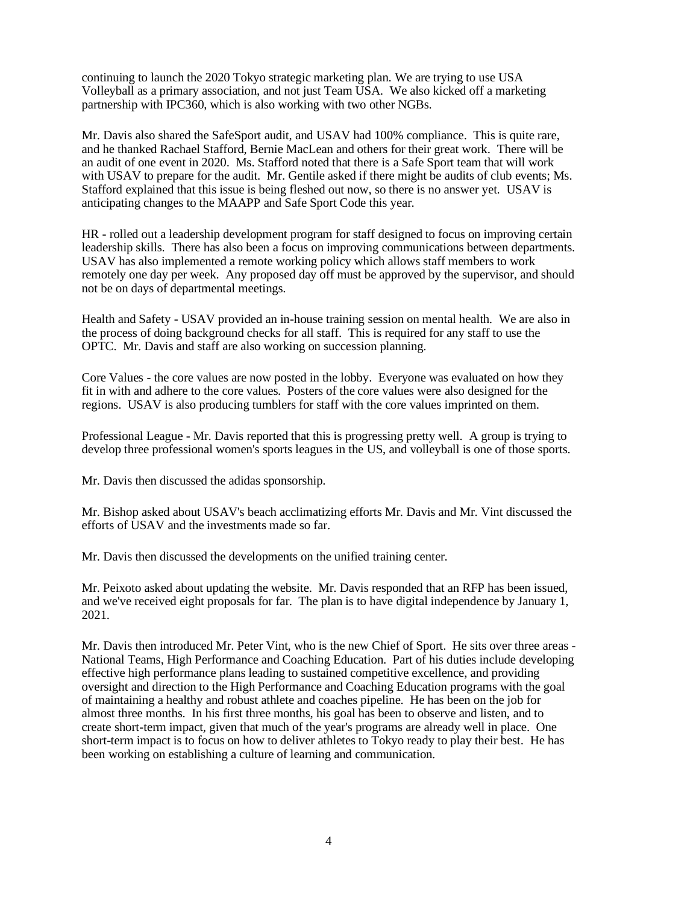continuing to launch the 2020 Tokyo strategic marketing plan. We are trying to use USA Volleyball as a primary association, and not just Team USA. We also kicked off a marketing partnership with IPC360, which is also working with two other NGBs.

Mr. Davis also shared the SafeSport audit, and USAV had 100% compliance. This is quite rare, and he thanked Rachael Stafford, Bernie MacLean and others for their great work. There will be an audit of one event in 2020. Ms. Stafford noted that there is a Safe Sport team that will work with USAV to prepare for the audit. Mr. Gentile asked if there might be audits of club events; Ms. Stafford explained that this issue is being fleshed out now, so there is no answer yet. USAV is anticipating changes to the MAAPP and Safe Sport Code this year.

HR - rolled out a leadership development program for staff designed to focus on improving certain leadership skills. There has also been a focus on improving communications between departments. USAV has also implemented a remote working policy which allows staff members to work remotely one day per week. Any proposed day off must be approved by the supervisor, and should not be on days of departmental meetings.

Health and Safety - USAV provided an in-house training session on mental health. We are also in the process of doing background checks for all staff. This is required for any staff to use the OPTC. Mr. Davis and staff are also working on succession planning.

Core Values - the core values are now posted in the lobby. Everyone was evaluated on how they fit in with and adhere to the core values. Posters of the core values were also designed for the regions. USAV is also producing tumblers for staff with the core values imprinted on them.

Professional League - Mr. Davis reported that this is progressing pretty well. A group is trying to develop three professional women's sports leagues in the US, and volleyball is one of those sports.

Mr. Davis then discussed the adidas sponsorship.

Mr. Bishop asked about USAV's beach acclimatizing efforts Mr. Davis and Mr. Vint discussed the efforts of USAV and the investments made so far.

Mr. Davis then discussed the developments on the unified training center.

Mr. Peixoto asked about updating the website. Mr. Davis responded that an RFP has been issued, and we've received eight proposals for far. The plan is to have digital independence by January 1, 2021.

Mr. Davis then introduced Mr. Peter Vint, who is the new Chief of Sport. He sits over three areas - National Teams, High Performance and Coaching Education. Part of his duties include developing effective high performance plans leading to sustained competitive excellence, and providing oversight and direction to the High Performance and Coaching Education programs with the goal of maintaining a healthy and robust athlete and coaches pipeline. He has been on the job for almost three months. In his first three months, his goal has been to observe and listen, and to create short-term impact, given that much of the year's programs are already well in place. One short-term impact is to focus on how to deliver athletes to Tokyo ready to play their best. He has been working on establishing a culture of learning and communication.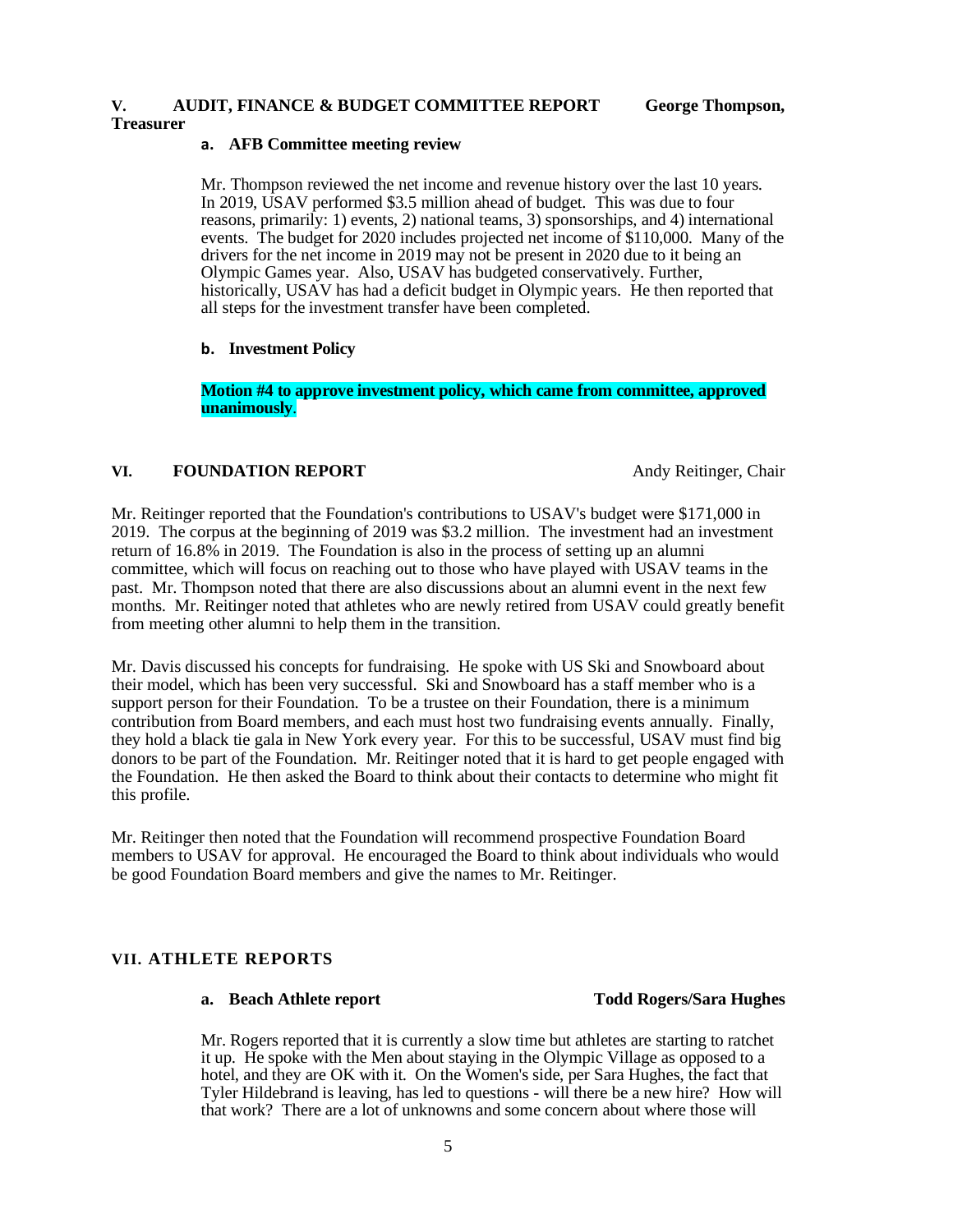## V. AUDIT, FINANCE & BUDGET COMMITTEE REPORT — George Thompson, Treasurer

### a. AFB Committee meeting review

Mr. Thompson reviewed the net income and revenue history over the last 10 years. In 2019, USAV performed $3.5 million ahead of budget. This was due to four reasons, primarily: 1) events, 2) national teams, 3) sponsorships, and 4) international events. The budget for 2020 includes projected net income of $110,000. Many of the drivers for the net income in 2019 may not be present in 2020 due to it being an Olympic Games year. Also, USAV has budgeted conservatively. Further, historically, USAV has had a deficit budget in Olympic years. He then reported that all steps for the investment transfer have been completed.

### b. Investment Policy

**Motion #4 to approve investment policy, which came from committee, approved unanimously**.

## VI. FOUNDATION REPORT — Andy Reitinger, Chair

Mr. Reitinger reported that the Foundation's contributions to USAV's budget were $171,000 in 2019. The corpus at the beginning of 2019 was $3.2 million. The investment had an investment return of 16.8% in 2019. The Foundation is also in the process of setting up an alumni committee, which will focus on reaching out to those who have played with USAV teams in the past. Mr. Thompson noted that there are also discussions about an alumni event in the next few months. Mr. Reitinger noted that athletes who are newly retired from USAV could greatly benefit from meeting other alumni to help them in the transition.

Mr. Davis discussed his concepts for fundraising. He spoke with US Ski and Snowboard about their model, which has been very successful. Ski and Snowboard has a staff member who is a support person for their Foundation. To be a trustee on their Foundation, there is a minimum contribution from Board members, and each must host two fundraising events annually. Finally, they hold a black tie gala in New York every year. For this to be successful, USAV must find big donors to be part of the Foundation. Mr. Reitinger noted that it is hard to get people engaged with the Foundation. He then asked the Board to think about their contacts to determine who might fit this profile.

Mr. Reitinger then noted that the Foundation will recommend prospective Foundation Board members to USAV for approval. He encouraged the Board to think about individuals who would be good Foundation Board members and give the names to Mr. Reitinger.

## VII. ATHLETE REPORTS

### a. Beach Athlete report — Todd Rogers/Sara Hughes

Mr. Rogers reported that it is currently a slow time but athletes are starting to ratchet it up. He spoke with the Men about staying in the Olympic Village as opposed to a hotel, and they are OK with it. On the Women's side, per Sara Hughes, the fact that Tyler Hildebrand is leaving, has led to questions - will there be a new hire? How will that work? There are a lot of unknowns and some concern about where those will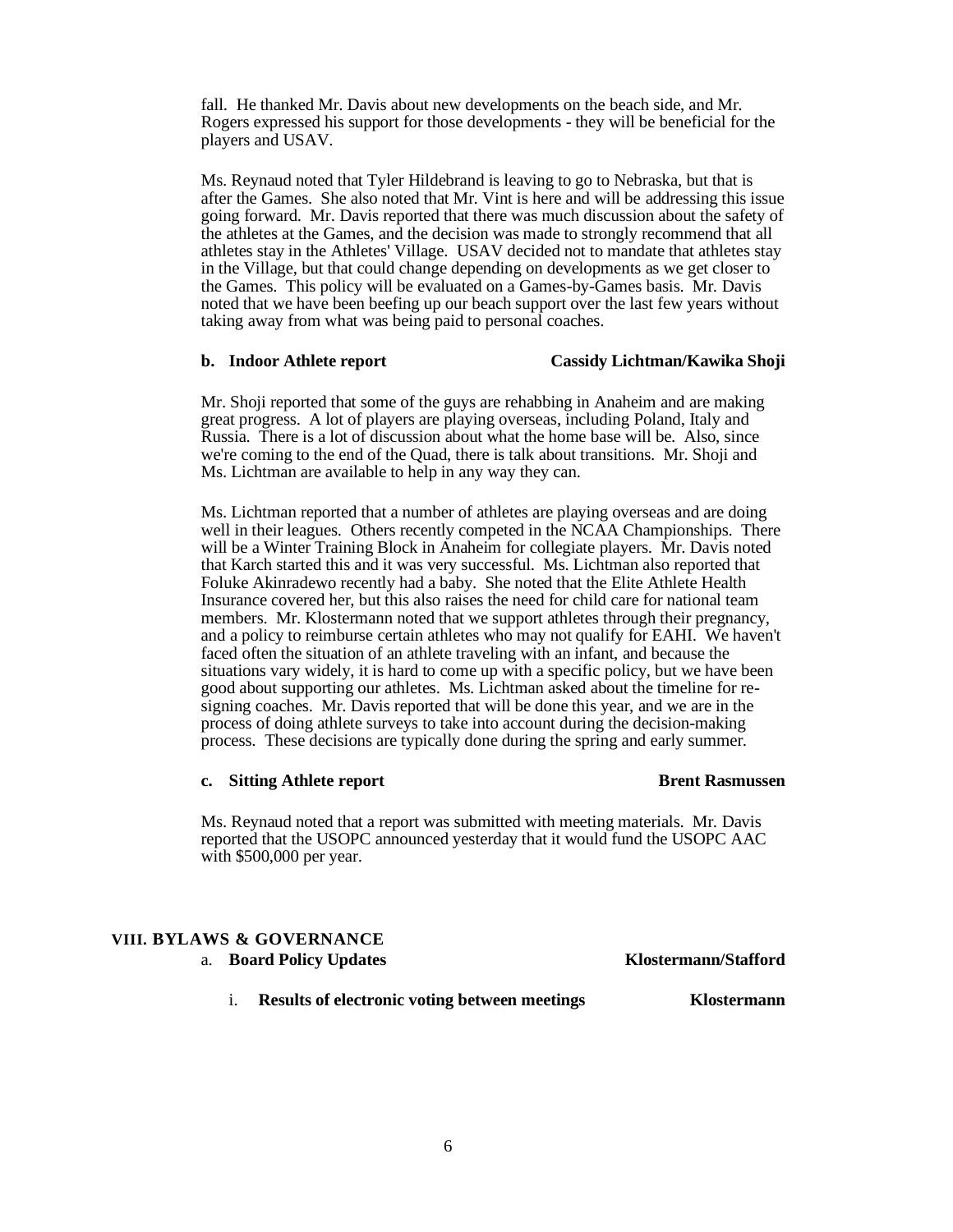fall. He thanked Mr. Davis about new developments on the beach side, and Mr. Rogers expressed his support for those developments - they will be beneficial for the players and USAV.

Ms. Reynaud noted that Tyler Hildebrand is leaving to go to Nebraska, but that is after the Games. She also noted that Mr. Vint is here and will be addressing this issue going forward. Mr. Davis reported that there was much discussion about the safety of the athletes at the Games, and the decision was made to strongly recommend that all athletes stay in the Athletes' Village. USAV decided not to mandate that athletes stay in the Village, but that could change depending on developments as we get closer to the Games. This policy will be evaluated on a Games-by-Games basis. Mr. Davis noted that we have been beefing up our beach support over the last few years without taking away from what was being paid to personal coaches.

**b. Indoor Athlete report** **Cassidy Lichtman/Kawika Shoji**

Mr. Shoji reported that some of the guys are rehabbing in Anaheim and are making great progress. A lot of players are playing overseas, including Poland, Italy and Russia. There is a lot of discussion about what the home base will be. Also, since we're coming to the end of the Quad, there is talk about transitions. Mr. Shoji and Ms. Lichtman are available to help in any way they can.

Ms. Lichtman reported that a number of athletes are playing overseas and are doing well in their leagues. Others recently competed in the NCAA Championships. There will be a Winter Training Block in Anaheim for collegiate players. Mr. Davis noted that Karch started this and it was very successful. Ms. Lichtman also reported that Foluke Akinradewo recently had a baby. She noted that the Elite Athlete Health Insurance covered her, but this also raises the need for child care for national team members. Mr. Klostermann noted that we support athletes through their pregnancy, and a policy to reimburse certain athletes who may not qualify for EAHI. We haven't faced often the situation of an athlete traveling with an infant, and because the situations vary widely, it is hard to come up with a specific policy, but we have been good about supporting our athletes. Ms. Lichtman asked about the timeline for re-signing coaches. Mr. Davis reported that will be done this year, and we are in the process of doing athlete surveys to take into account during the decision-making process. These decisions are typically done during the spring and early summer.

**c. Sitting Athlete report** **Brent Rasmussen**

Ms. Reynaud noted that a report was submitted with meeting materials. Mr. Davis reported that the USOPC announced yesterday that it would fund the USOPC AAC with $500,000 per year.

## VIII. BYLAWS & GOVERNANCE

a. **Board Policy Updates** **Klostermann/Stafford**

i. **Results of electronic voting between meetings** **Klostermann**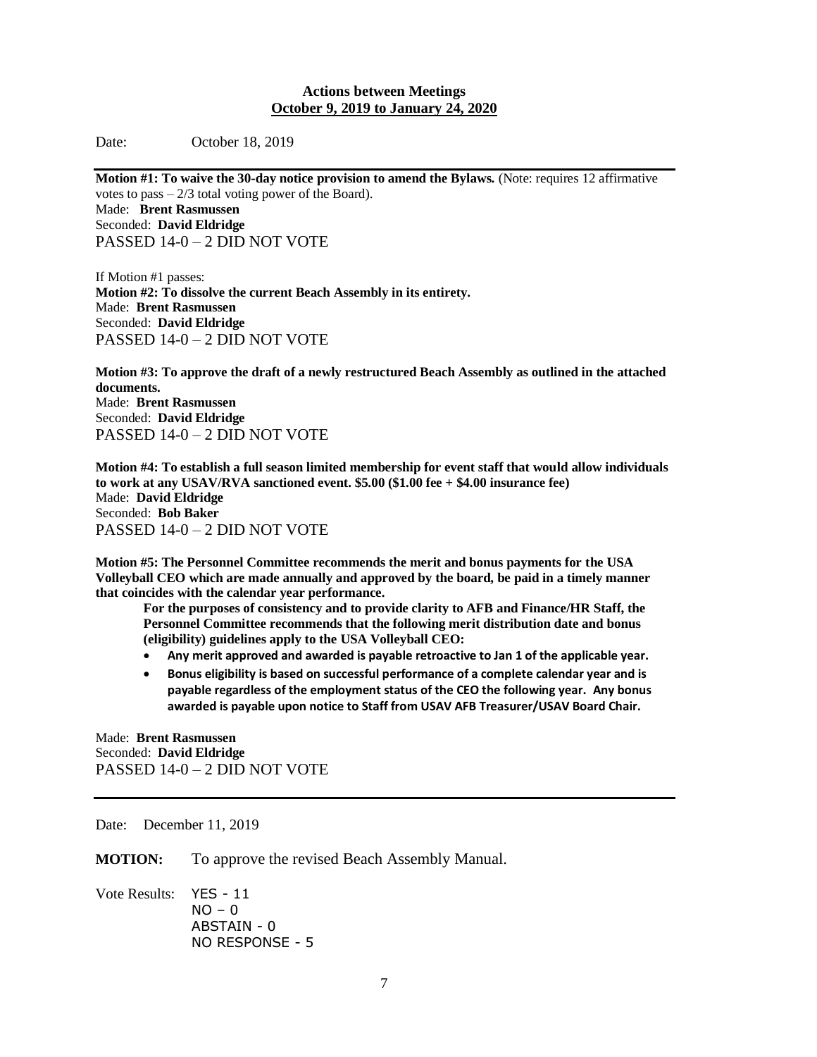**Actions between Meetings**
**October 9, 2019 to January 24, 2020**

Date: October 18, 2019

---

**Motion #1: To waive the 30-day notice provision to amend the Bylaws.** (Note: requires 12 affirmative votes to pass – 2/3 total voting power of the Board).
Made: **Brent Rasmussen**
Seconded: **David Eldridge**
PASSED 14-0 – 2 DID NOT VOTE

If Motion #1 passes:
**Motion #2: To dissolve the current Beach Assembly in its entirety.**
Made: **Brent Rasmussen**
Seconded: **David Eldridge**
PASSED 14-0 – 2 DID NOT VOTE

**Motion #3: To approve the draft of a newly restructured Beach Assembly as outlined in the attached documents.**
Made: **Brent Rasmussen**
Seconded: **David Eldridge**
PASSED 14-0 – 2 DID NOT VOTE

**Motion #4: To establish a full season limited membership for event staff that would allow individuals to work at any USAV/RVA sanctioned event. $5.00 ($1.00 fee + $4.00 insurance fee)**
Made: **David Eldridge**
Seconded: **Bob Baker**
PASSED 14-0 – 2 DID NOT VOTE

**Motion #5: The Personnel Committee recommends the merit and bonus payments for the USA Volleyball CEO which are made annually and approved by the board, be paid in a timely manner that coincides with the calendar year performance.**

**For the purposes of consistency and to provide clarity to AFB and Finance/HR Staff, the Personnel Committee recommends that the following merit distribution date and bonus (eligibility) guidelines apply to the USA Volleyball CEO:**

- **Any merit approved and awarded is payable retroactive to Jan 1 of the applicable year.**
- **Bonus eligibility is based on successful performance of a complete calendar year and is payable regardless of the employment status of the CEO the following year. Any bonus awarded is payable upon notice to Staff from USAV AFB Treasurer/USAV Board Chair.**

Made: **Brent Rasmussen**
Seconded: **David Eldridge**
PASSED 14-0 – 2 DID NOT VOTE

---

Date: December 11, 2019

**MOTION:** To approve the revised Beach Assembly Manual.

Vote Results: YES - 11
NO – 0
ABSTAIN - 0
NO RESPONSE - 5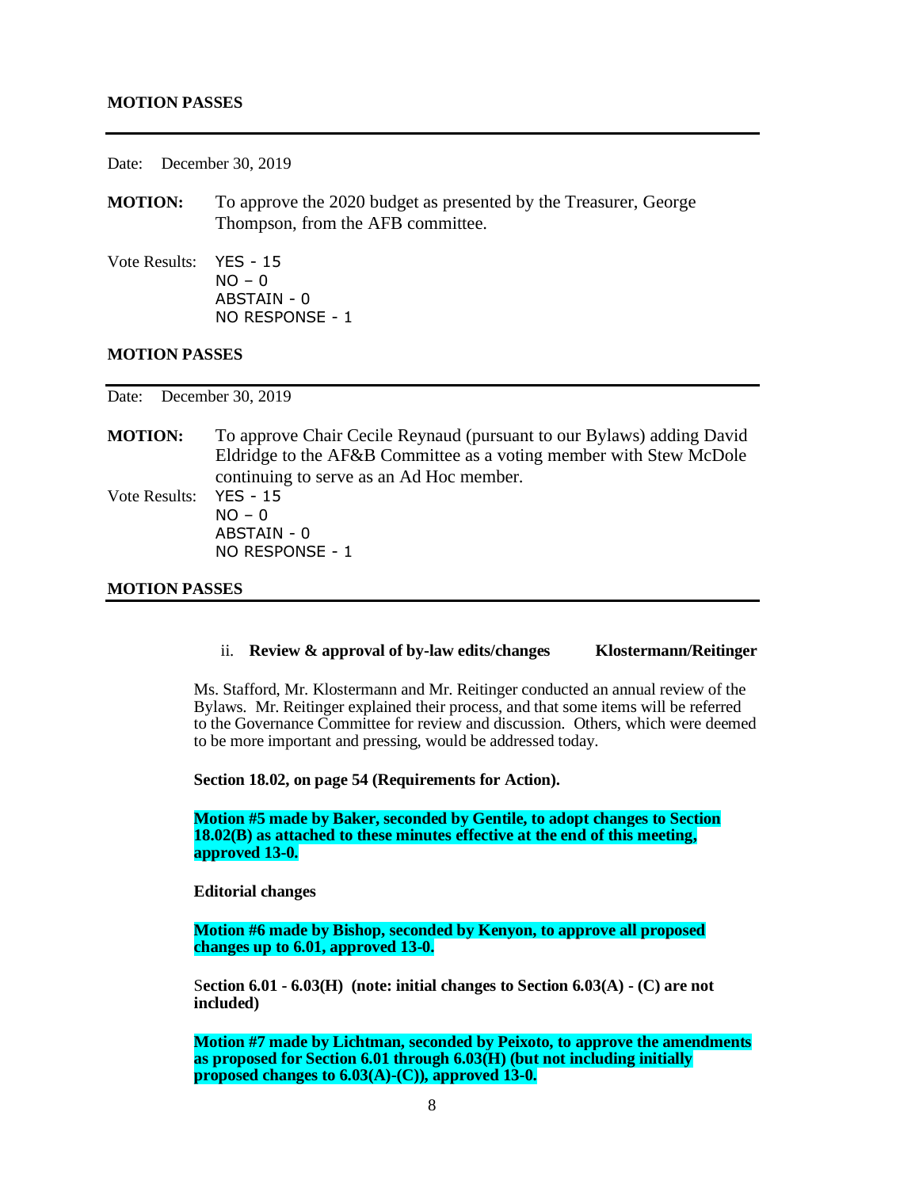**MOTION PASSES**

---

Date: December 30, 2019

**MOTION:** To approve the 2020 budget as presented by the Treasurer, George Thompson, from the AFB committee.

Vote Results: YES - 15
NO – 0
ABSTAIN - 0
NO RESPONSE - 1

**MOTION PASSES**

---

Date: December 30, 2019

**MOTION:** To approve Chair Cecile Reynaud (pursuant to our Bylaws) adding David Eldridge to the AF&B Committee as a voting member with Stew McDole continuing to serve as an Ad Hoc member.

Vote Results: YES - 15
NO – 0
ABSTAIN - 0
NO RESPONSE - 1

**MOTION PASSES**

---

ii. **Review & approval of by-law edits/changes** **Klostermann/Reitinger**

Ms. Stafford, Mr. Klostermann and Mr. Reitinger conducted an annual review of the Bylaws. Mr. Reitinger explained their process, and that some items will be referred to the Governance Committee for review and discussion. Others, which were deemed to be more important and pressing, would be addressed today.

**Section 18.02, on page 54 (Requirements for Action).**

**Motion #5 made by Baker, seconded by Gentile, to adopt changes to Section 18.02(B) as attached to these minutes effective at the end of this meeting, approved 13-0.**

**Editorial changes**

**Motion #6 made by Bishop, seconded by Kenyon, to approve all proposed changes up to 6.01, approved 13-0.**

**Section 6.01 - 6.03(H) (note: initial changes to Section 6.03(A) - (C) are not included)**

**Motion #7 made by Lichtman, seconded by Peixoto, to approve the amendments as proposed for Section 6.01 through 6.03(H) (but not including initially proposed changes to 6.03(A)-(C)), approved 13-0.**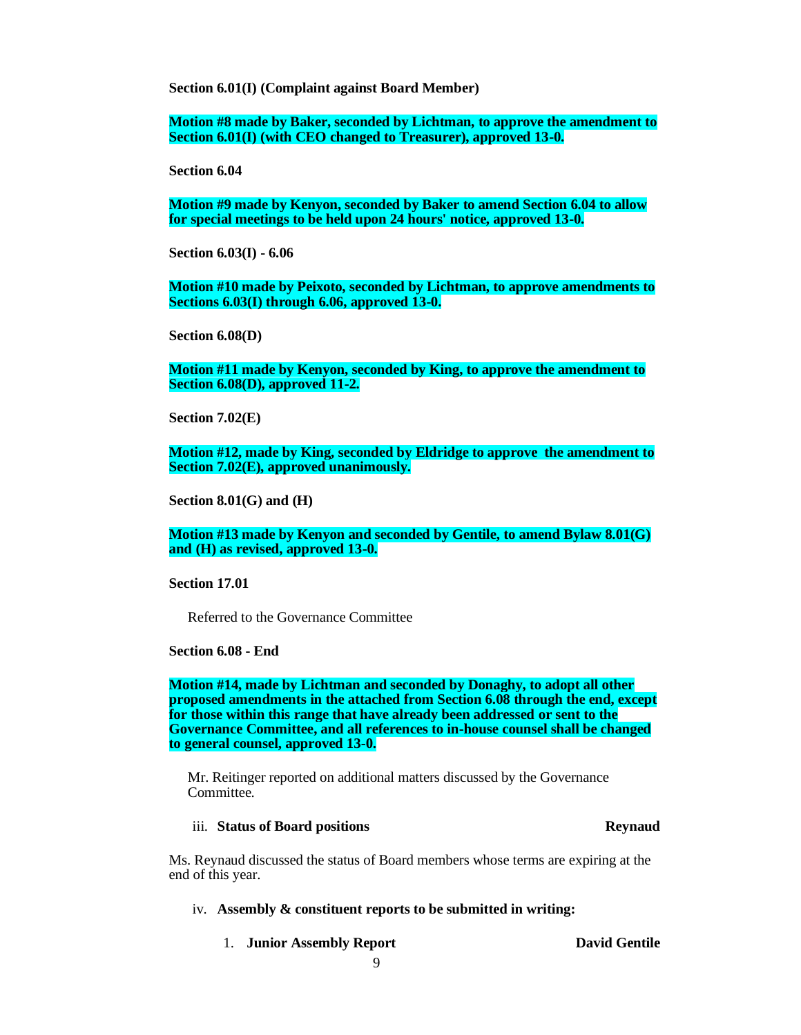**Section 6.01(I) (Complaint against Board Member)**

**Motion #8 made by Baker, seconded by Lichtman, to approve the amendment to Section 6.01(I) (with CEO changed to Treasurer), approved 13-0.**

**Section 6.04**

**Motion #9 made by Kenyon, seconded by Baker to amend Section 6.04 to allow for special meetings to be held upon 24 hours' notice, approved 13-0.**

**Section 6.03(I) - 6.06**

**Motion #10 made by Peixoto, seconded by Lichtman, to approve amendments to Sections 6.03(I) through 6.06, approved 13-0.**

**Section 6.08(D)**

**Motion #11 made by Kenyon, seconded by King, to approve the amendment to Section 6.08(D), approved 11-2.**

**Section 7.02(E)**

**Motion #12, made by King, seconded by Eldridge to approve the amendment to Section 7.02(E), approved unanimously.**

**Section 8.01(G) and (H)**

**Motion #13 made by Kenyon and seconded by Gentile, to amend Bylaw 8.01(G) and (H) as revised, approved 13-0.**

**Section 17.01**

Referred to the Governance Committee

**Section 6.08 - End**

**Motion #14, made by Lichtman and seconded by Donaghy, to adopt all other proposed amendments in the attached from Section 6.08 through the end, except for those within this range that have already been addressed or sent to the Governance Committee, and all references to in-house counsel shall be changed to general counsel, approved 13-0.**

Mr. Reitinger reported on additional matters discussed by the Governance Committee.

iii. **Status of Board positions** — **Reynaud**

Ms. Reynaud discussed the status of Board members whose terms are expiring at the end of this year.

iv. **Assembly & constituent reports to be submitted in writing:**

1. **Junior Assembly Report** — **David Gentile**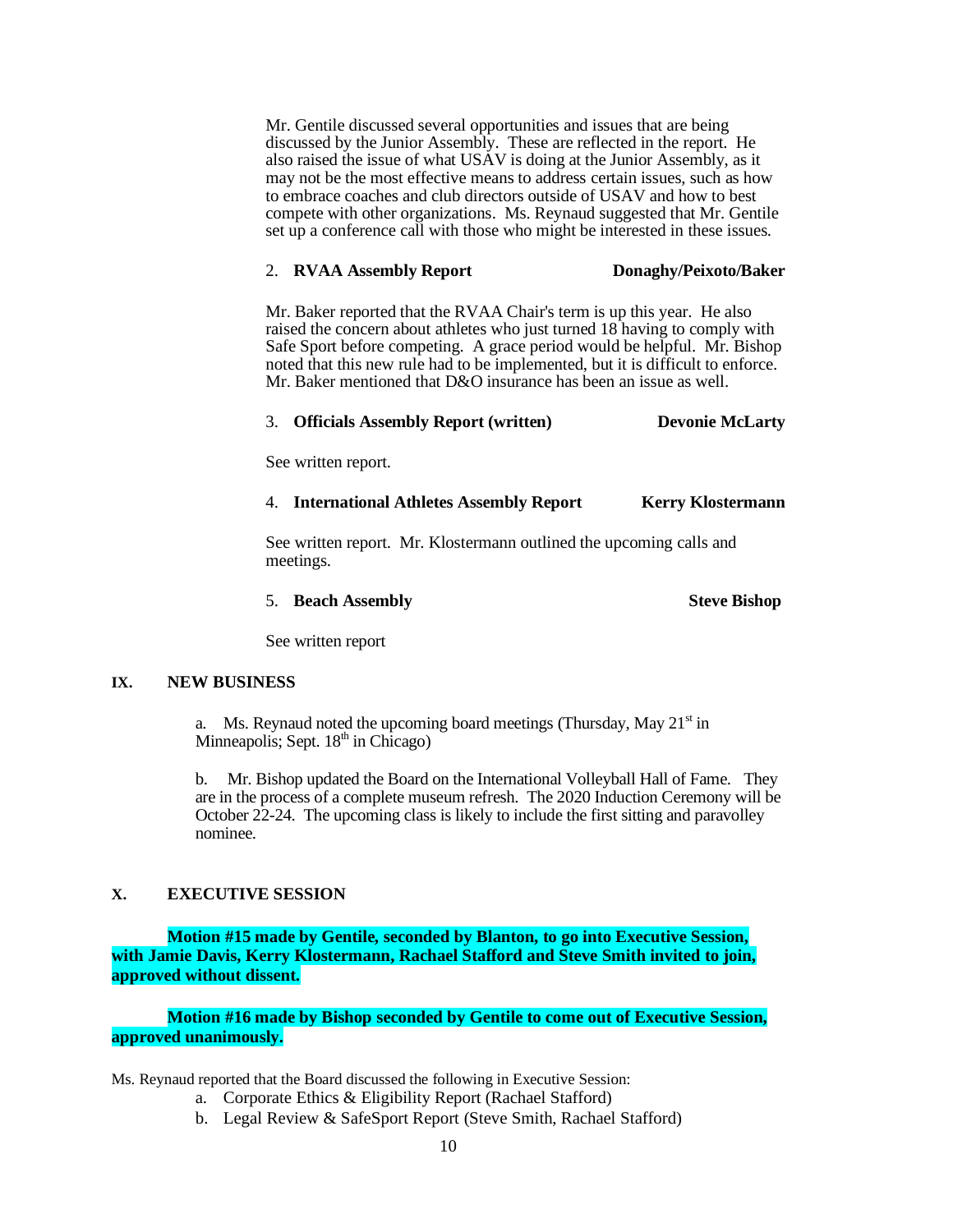Mr. Gentile discussed several opportunities and issues that are being discussed by the Junior Assembly. These are reflected in the report. He also raised the issue of what USAV is doing at the Junior Assembly, as it may not be the most effective means to address certain issues, such as how to embrace coaches and club directors outside of USAV and how to best compete with other organizations. Ms. Reynaud suggested that Mr. Gentile set up a conference call with those who might be interested in these issues.

2. **RVAA Assembly Report** **Donaghy/Peixoto/Baker**

Mr. Baker reported that the RVAA Chair's term is up this year. He also raised the concern about athletes who just turned 18 having to comply with Safe Sport before competing. A grace period would be helpful. Mr. Bishop noted that this new rule had to be implemented, but it is difficult to enforce. Mr. Baker mentioned that D&O insurance has been an issue as well.

3. **Officials Assembly Report (written)** **Devonie McLarty**

See written report.

4. **International Athletes Assembly Report** **Kerry Klostermann**

See written report. Mr. Klostermann outlined the upcoming calls and meetings.

5. **Beach Assembly** **Steve Bishop**

See written report

## IX. NEW BUSINESS

a. Ms. Reynaud noted the upcoming board meetings (Thursday, May 21st in Minneapolis; Sept. 18th in Chicago)

b. Mr. Bishop updated the Board on the International Volleyball Hall of Fame. They are in the process of a complete museum refresh. The 2020 Induction Ceremony will be October 22-24. The upcoming class is likely to include the first sitting and paravolley nominee.

## X. EXECUTIVE SESSION

**Motion #15 made by Gentile, seconded by Blanton, to go into Executive Session, with Jamie Davis, Kerry Klostermann, Rachael Stafford and Steve Smith invited to join, approved without dissent.**

**Motion #16 made by Bishop seconded by Gentile to come out of Executive Session, approved unanimously.**

Ms. Reynaud reported that the Board discussed the following in Executive Session:

a. Corporate Ethics & Eligibility Report (Rachael Stafford)
b. Legal Review & SafeSport Report (Steve Smith, Rachael Stafford)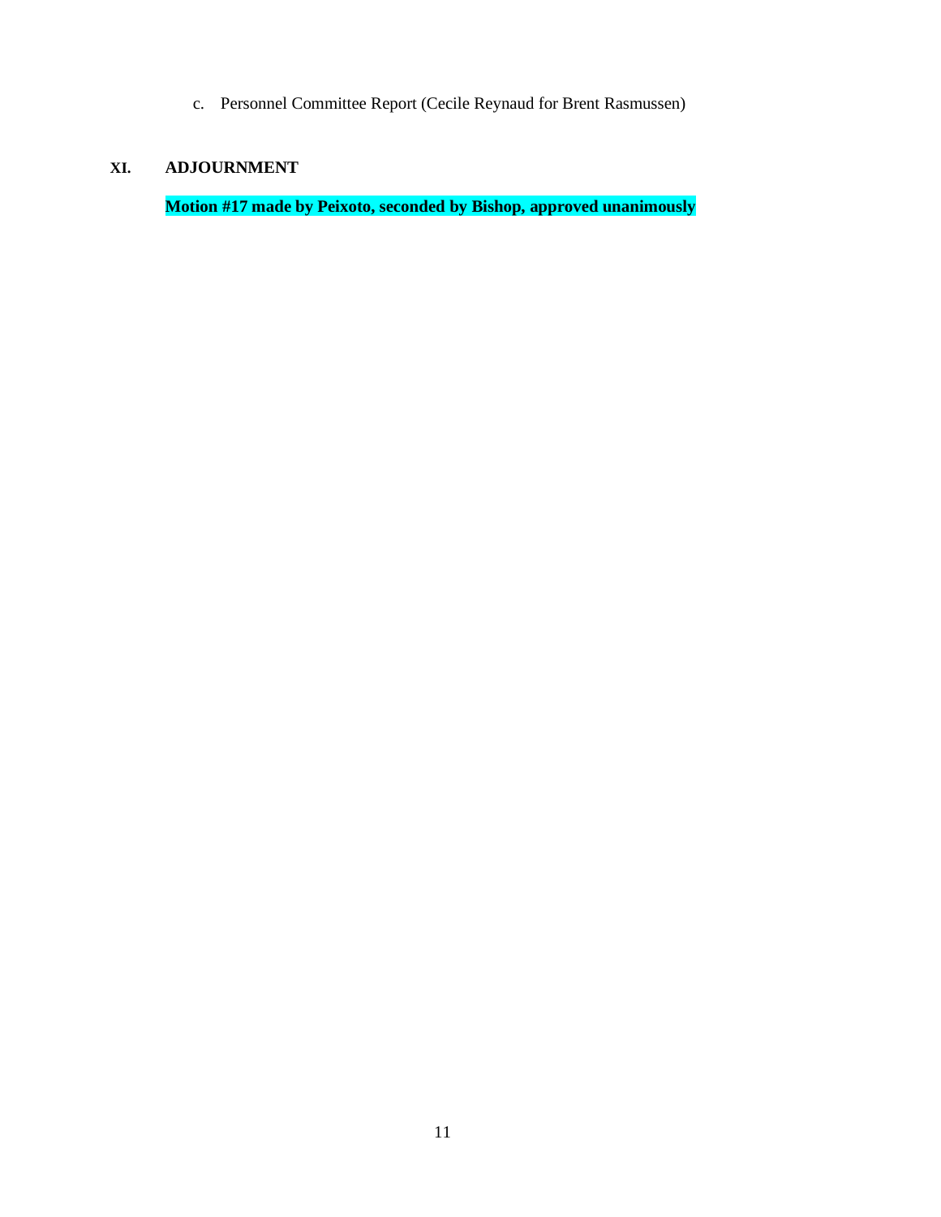c. Personnel Committee Report (Cecile Reynaud for Brent Rasmussen)

## XI. ADJOURNMENT

**Motion #17 made by Peixoto, seconded by Bishop, approved unanimously**